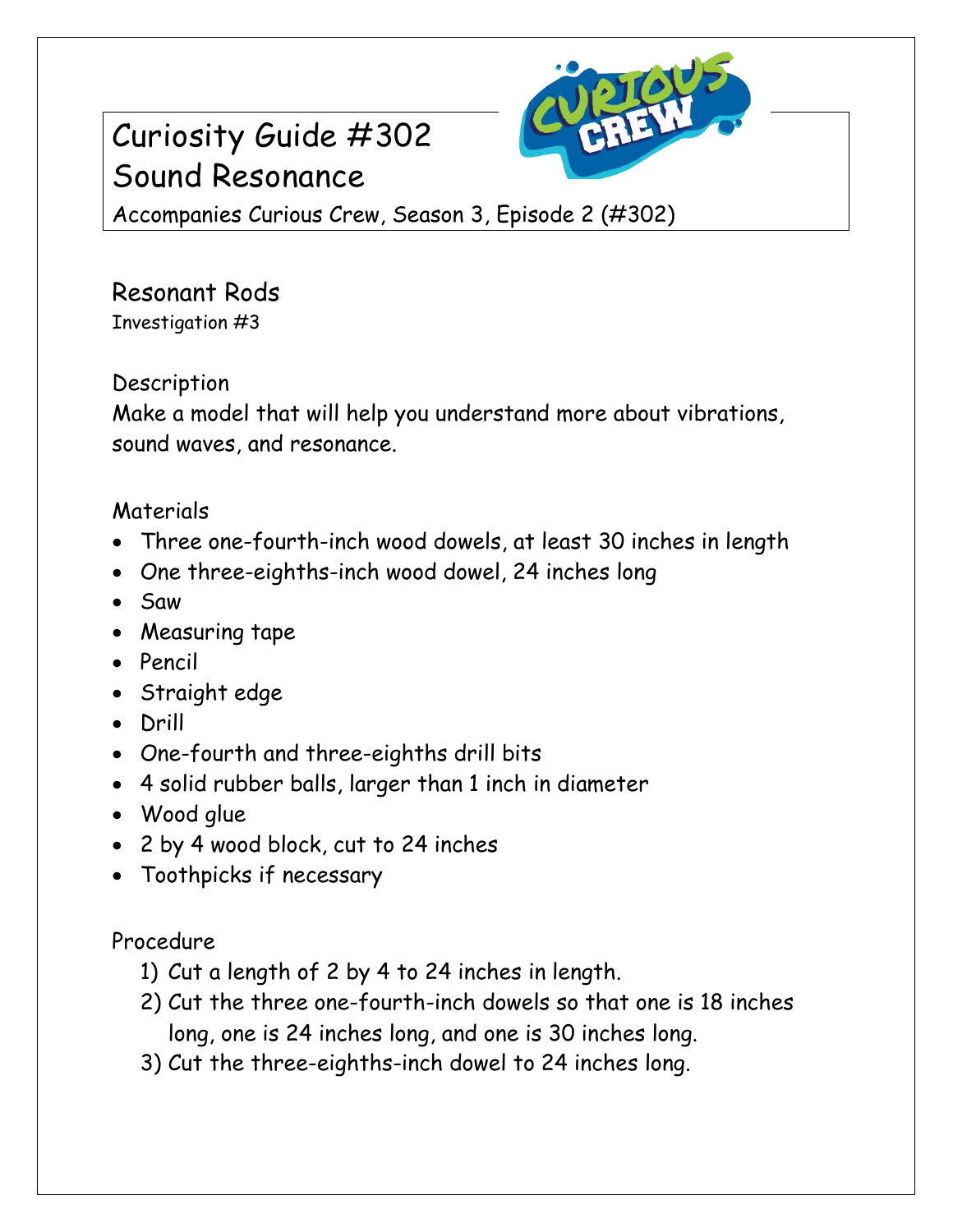# Curiosity Guide #302
# Sound Resonance

Accompanies Curious Crew, Season 3, Episode 2 (#302)

## Resonant Rods

Investigation #3

### Description

Make a model that will help you understand more about vibrations, sound waves, and resonance.

### Materials

- Three one-fourth-inch wood dowels, at least 30 inches in length
- One three-eighths-inch wood dowel, 24 inches long
- Saw
- Measuring tape
- Pencil
- Straight edge
- Drill
- One-fourth and three-eighths drill bits
- 4 solid rubber balls, larger than 1 inch in diameter
- Wood glue
- 2 by 4 wood block, cut to 24 inches
- Toothpicks if necessary

### Procedure

1) Cut a length of 2 by 4 to 24 inches in length.
2) Cut the three one-fourth-inch dowels so that one is 18 inches long, one is 24 inches long, and one is 30 inches long.
3) Cut the three-eighths-inch dowel to 24 inches long.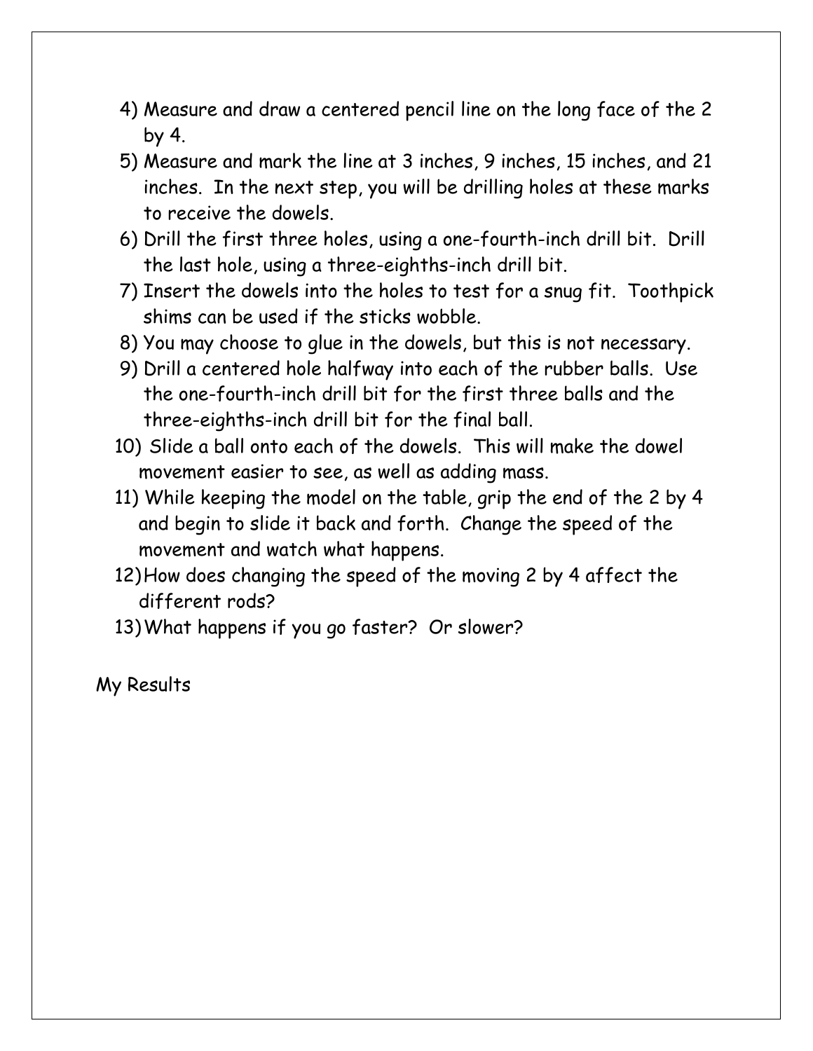4) Measure and draw a centered pencil line on the long face of the 2 by 4.
5) Measure and mark the line at 3 inches, 9 inches, 15 inches, and 21 inches. In the next step, you will be drilling holes at these marks to receive the dowels.
6) Drill the first three holes, using a one-fourth-inch drill bit. Drill the last hole, using a three-eighths-inch drill bit.
7) Insert the dowels into the holes to test for a snug fit. Toothpick shims can be used if the sticks wobble.
8) You may choose to glue in the dowels, but this is not necessary.
9) Drill a centered hole halfway into each of the rubber balls. Use the one-fourth-inch drill bit for the first three balls and the three-eighths-inch drill bit for the final ball.
10) Slide a ball onto each of the dowels. This will make the dowel movement easier to see, as well as adding mass.
11) While keeping the model on the table, grip the end of the 2 by 4 and begin to slide it back and forth. Change the speed of the movement and watch what happens.
12) How does changing the speed of the moving 2 by 4 affect the different rods?
13) What happens if you go faster? Or slower?

My Results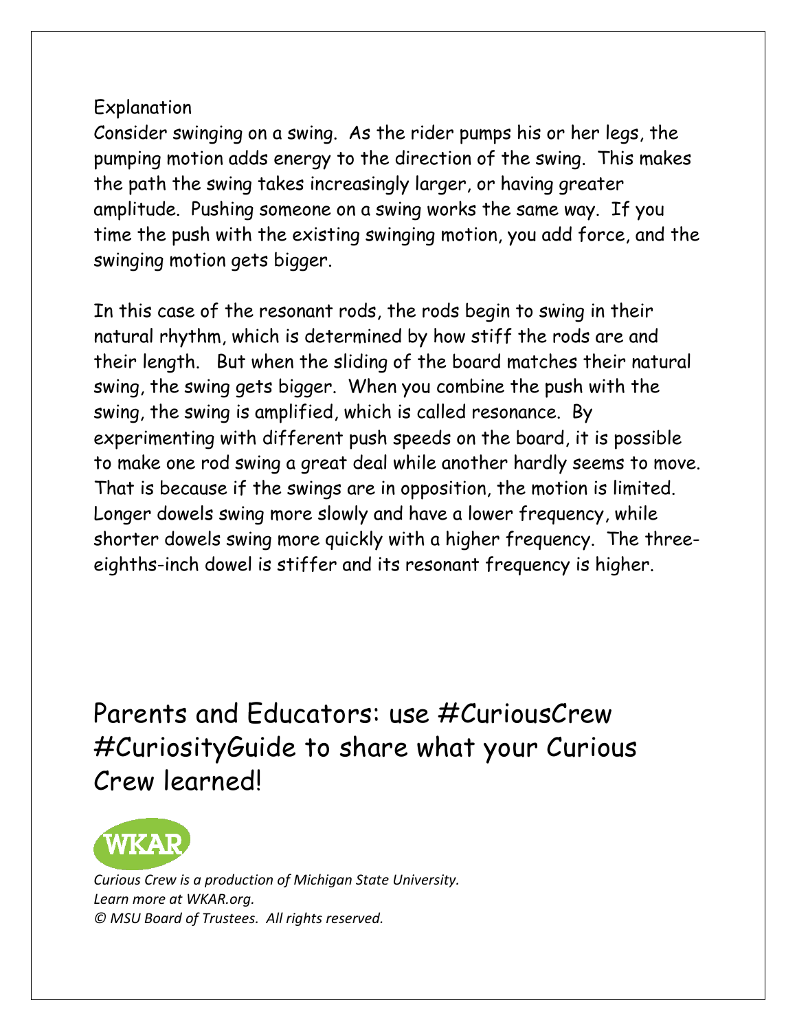## Explanation

Consider swinging on a swing. As the rider pumps his or her legs, the pumping motion adds energy to the direction of the swing. This makes the path the swing takes increasingly larger, or having greater amplitude. Pushing someone on a swing works the same way. If you time the push with the existing swinging motion, you add force, and the swinging motion gets bigger.

In this case of the resonant rods, the rods begin to swing in their natural rhythm, which is determined by how stiff the rods are and their length. But when the sliding of the board matches their natural swing, the swing gets bigger. When you combine the push with the swing, the swing is amplified, which is called resonance. By experimenting with different push speeds on the board, it is possible to make one rod swing a great deal while another hardly seems to move. That is because if the swings are in opposition, the motion is limited. Longer dowels swing more slowly and have a lower frequency, while shorter dowels swing more quickly with a higher frequency. The three-eighths-inch dowel is stiffer and its resonant frequency is higher.

# Parents and Educators: use #CuriousCrew #CuriosityGuide to share what your Curious Crew learned!

WKAR

*Curious Crew is a production of Michigan State University.*
*Learn more at WKAR.org.*
*© MSU Board of Trustees. All rights reserved.*